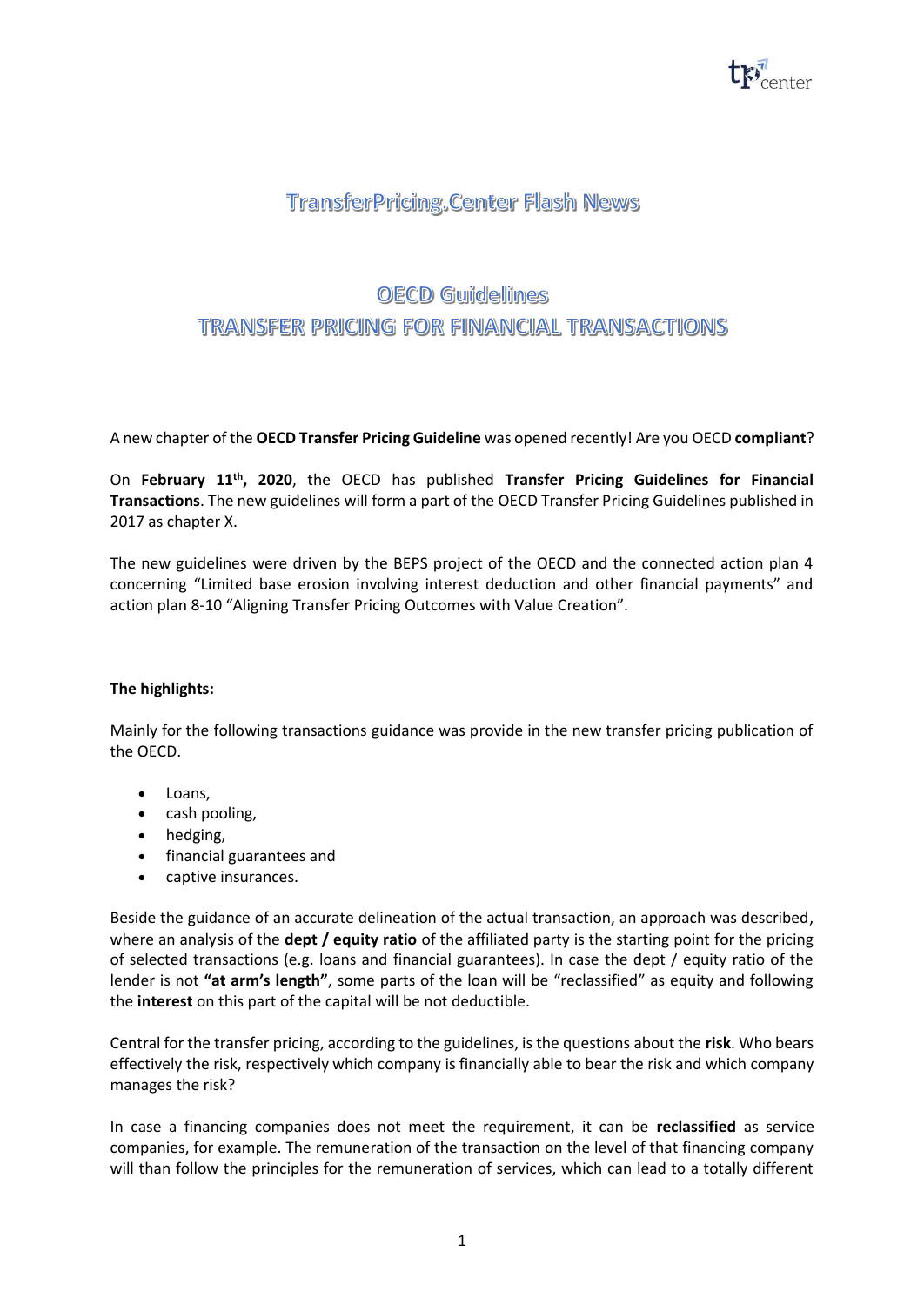# TransferPricing.Center Flash News

## OECD Guidelines
## TRANSFER PRICING FOR FINANCIAL TRANSACTIONS

A new chapter of the **OECD Transfer Pricing Guideline** was opened recently! Are you OECD **compliant**?

On **February 11th, 2020**, the OECD has published **Transfer Pricing Guidelines for Financial Transactions**. The new guidelines will form a part of the OECD Transfer Pricing Guidelines published in 2017 as chapter X.

The new guidelines were driven by the BEPS project of the OECD and the connected action plan 4 concerning "Limited base erosion involving interest deduction and other financial payments" and action plan 8-10 "Aligning Transfer Pricing Outcomes with Value Creation".

**The highlights:**

Mainly for the following transactions guidance was provide in the new transfer pricing publication of the OECD.

- Loans,
- cash pooling,
- hedging,
- financial guarantees and
- captive insurances.

Beside the guidance of an accurate delineation of the actual transaction, an approach was described, where an analysis of the **dept / equity ratio** of the affiliated party is the starting point for the pricing of selected transactions (e.g. loans and financial guarantees). In case the dept / equity ratio of the lender is not **"at arm's length"**, some parts of the loan will be "reclassified" as equity and following the **interest** on this part of the capital will be not deductible.

Central for the transfer pricing, according to the guidelines, is the questions about the **risk**. Who bears effectively the risk, respectively which company is financially able to bear the risk and which company manages the risk?

In case a financing companies does not meet the requirement, it can be **reclassified** as service companies, for example. The remuneration of the transaction on the level of that financing company will than follow the principles for the remuneration of services, which can lead to a totally different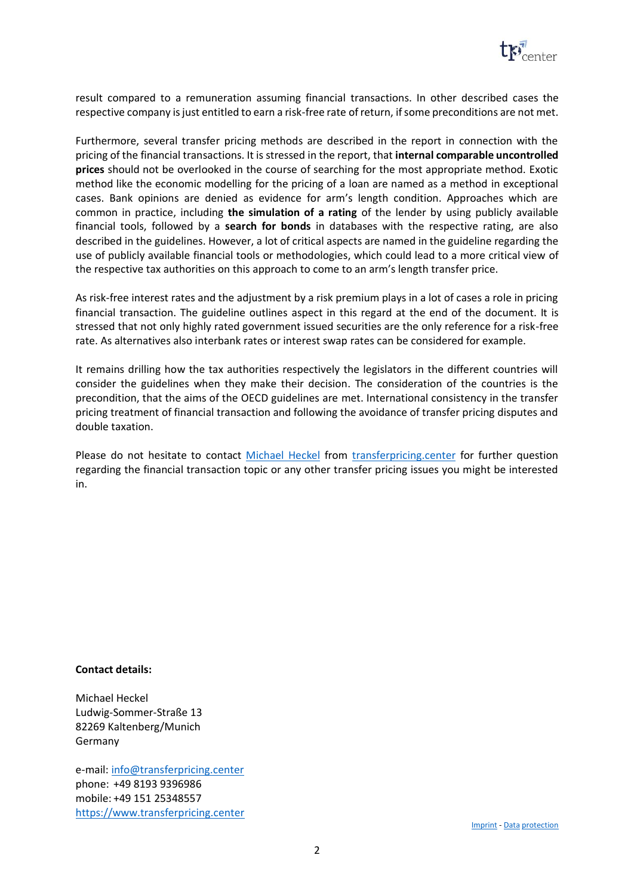result compared to a remuneration assuming financial transactions. In other described cases the respective company is just entitled to earn a risk-free rate of return, if some preconditions are not met.

Furthermore, several transfer pricing methods are described in the report in connection with the pricing of the financial transactions. It is stressed in the report, that **internal comparable uncontrolled prices** should not be overlooked in the course of searching for the most appropriate method. Exotic method like the economic modelling for the pricing of a loan are named as a method in exceptional cases. Bank opinions are denied as evidence for arm's length condition. Approaches which are common in practice, including **the simulation of a rating** of the lender by using publicly available financial tools, followed by a **search for bonds** in databases with the respective rating, are also described in the guidelines. However, a lot of critical aspects are named in the guideline regarding the use of publicly available financial tools or methodologies, which could lead to a more critical view of the respective tax authorities on this approach to come to an arm's length transfer price.

As risk-free interest rates and the adjustment by a risk premium plays in a lot of cases a role in pricing financial transaction. The guideline outlines aspect in this regard at the end of the document. It is stressed that not only highly rated government issued securities are the only reference for a risk-free rate. As alternatives also interbank rates or interest swap rates can be considered for example.

It remains drilling how the tax authorities respectively the legislators in the different countries will consider the guidelines when they make their decision. The consideration of the countries is the precondition, that the aims of the OECD guidelines are met. International consistency in the transfer pricing treatment of financial transaction and following the avoidance of transfer pricing disputes and double taxation.

Please do not hesitate to contact [Michael Heckel](#) from [transferpricing.center](#) for further question regarding the financial transaction topic or any other transfer pricing issues you might be interested in.

**Contact details:**

Michael Heckel
Ludwig-Sommer-Straße 13
82269 Kaltenberg/Munich
Germany

e-mail: [info@transferpricing.center](mailto:info@transferpricing.center)
phone: +49 8193 9396986
mobile: +49 151 25348557
[https://www.transferpricing.center](https://www.transferpricing.center)

[Imprint](#) - [Data protection](#)